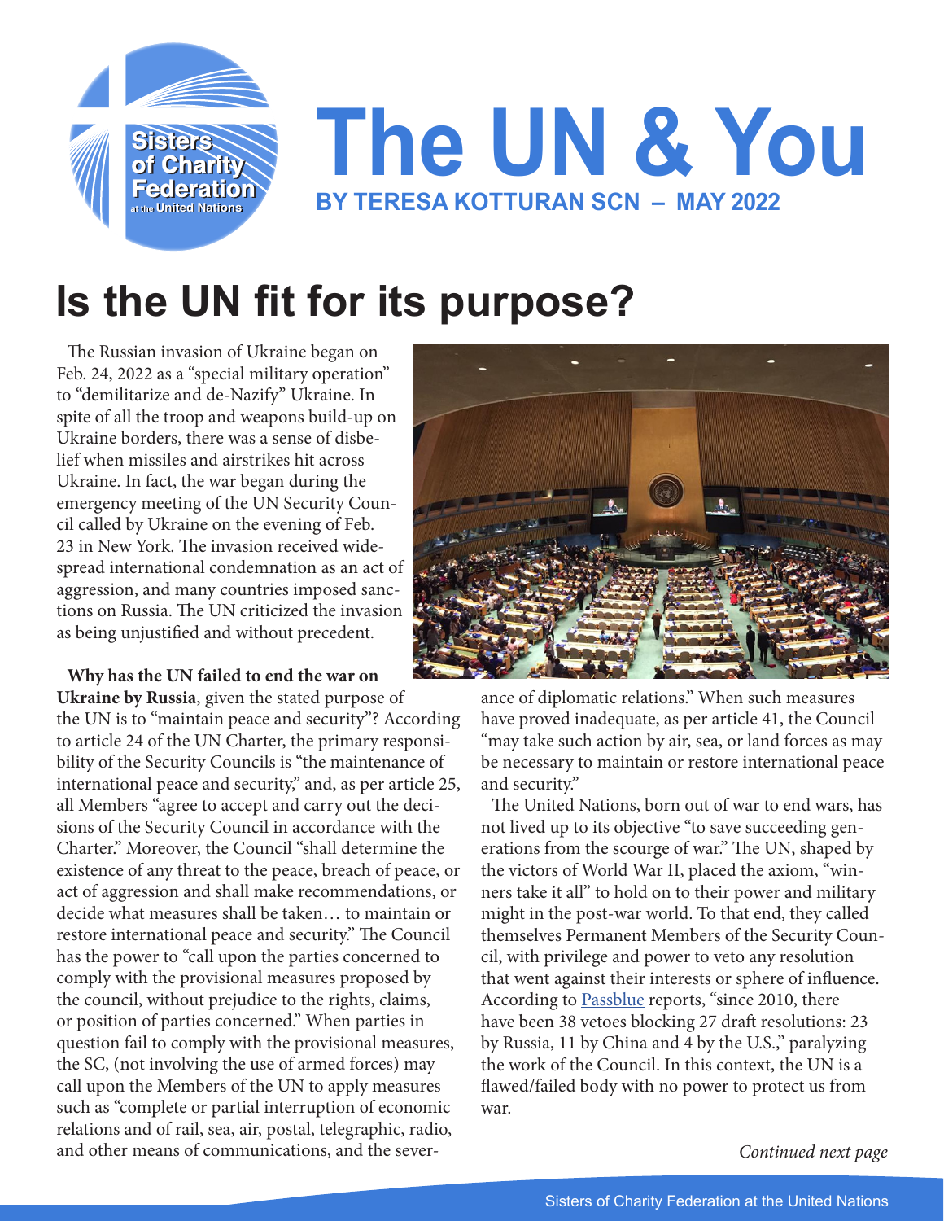# The UN & You

**BY TERESA KOTTURAN SCN – MAY 2022**

# Is the UN fit for its purpose?

The Russian invasion of Ukraine began on Feb. 24, 2022 as a "special military operation" to "demilitarize and de-Nazify" Ukraine. In spite of all the troop and weapons build-up on Ukraine borders, there was a sense of disbelief when missiles and airstrikes hit across Ukraine. In fact, the war began during the emergency meeting of the UN Security Council called by Ukraine on the evening of Feb. 23 in New York. The invasion received widespread international condemnation as an act of aggression, and many countries imposed sanctions on Russia. The UN criticized the invasion as being unjustified and without precedent.

**Why has the UN failed to end the war on Ukraine by Russia**, given the stated purpose of the UN is to "maintain peace and security"? According to article 24 of the UN Charter, the primary responsibility of the Security Councils is "the maintenance of international peace and security," and, as per article 25, all Members "agree to accept and carry out the decisions of the Security Council in accordance with the Charter." Moreover, the Council "shall determine the existence of any threat to the peace, breach of peace, or act of aggression and shall make recommendations, or decide what measures shall be taken… to maintain or restore international peace and security." The Council has the power to "call upon the parties concerned to comply with the provisional measures proposed by the council, without prejudice to the rights, claims, or position of parties concerned." When parties in question fail to comply with the provisional measures, the SC, (not involving the use of armed forces) may call upon the Members of the UN to apply measures such as "complete or partial interruption of economic relations and of rail, sea, air, postal, telegraphic, radio, and other means of communications, and the severance of diplomatic relations." When such measures have proved inadequate, as per article 41, the Council "may take such action by air, sea, or land forces as may be necessary to maintain or restore international peace and security."

The United Nations, born out of war to end wars, has not lived up to its objective "to save succeeding generations from the scourge of war." The UN, shaped by the victors of World War II, placed the axiom, "winners take it all" to hold on to their power and military might in the post-war world. To that end, they called themselves Permanent Members of the Security Council, with privilege and power to veto any resolution that went against their interests or sphere of influence. According to Passblue reports, "since 2010, there have been 38 vetoes blocking 27 draft resolutions: 23 by Russia, 11 by China and 4 by the U.S.," paralyzing the work of the Council. In this context, the UN is a flawed/failed body with no power to protect us from war.

*Continued next page*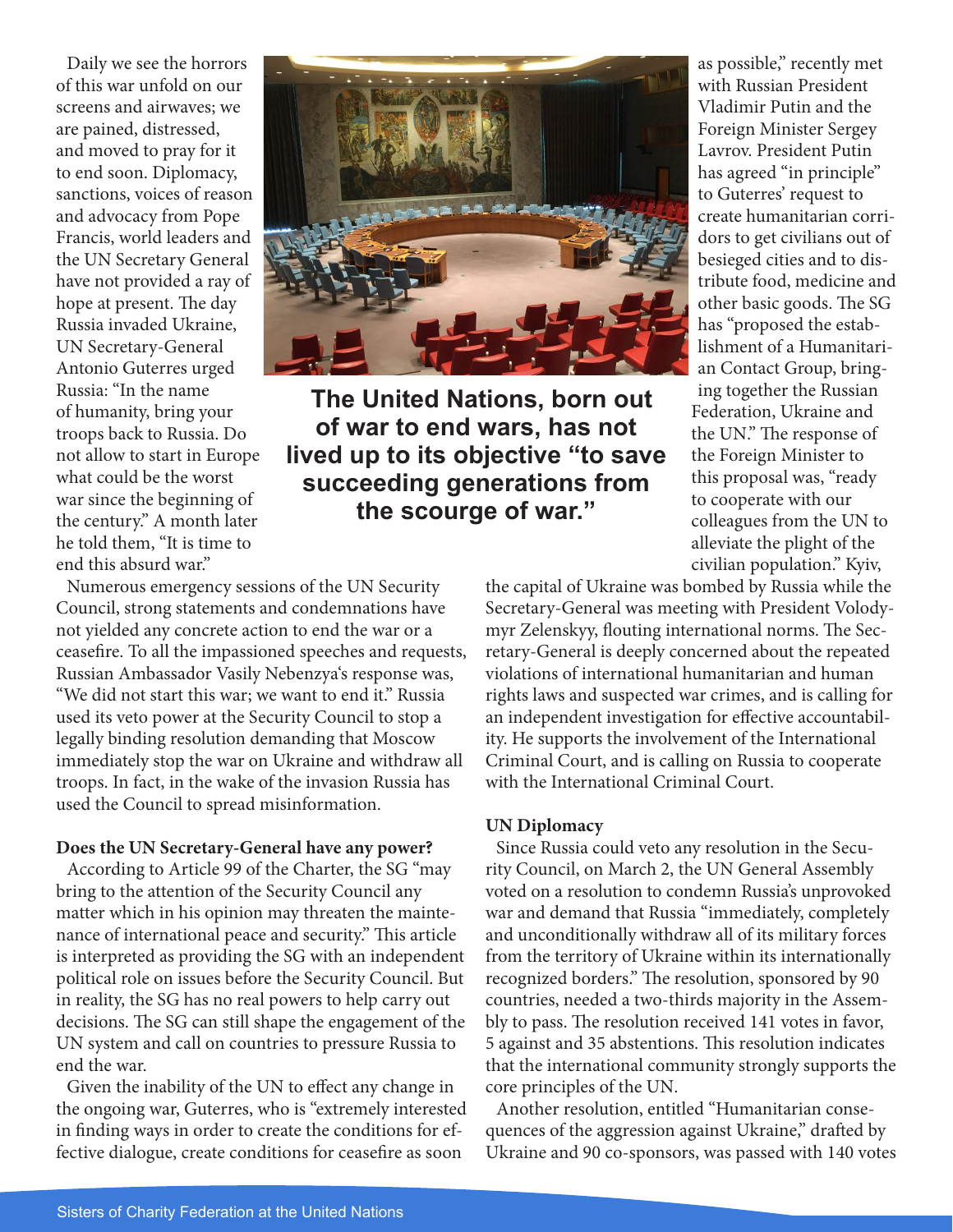Daily we see the horrors of this war unfold on our screens and airwaves; we are pained, distressed, and moved to pray for it to end soon. Diplomacy, sanctions, voices of reason and advocacy from Pope Francis, world leaders and the UN Secretary General have not provided a ray of hope at present. The day Russia invaded Ukraine, UN Secretary-General Antonio Guterres urged Russia: "In the name of humanity, bring your troops back to Russia. Do not allow to start in Europe what could be the worst war since the beginning of the century." A month later he told them, "It is time to end this absurd war."

**The United Nations, born out of war to end wars, has not lived up to its objective "to save succeeding generations from the scourge of war."**

Numerous emergency sessions of the UN Security Council, strong statements and condemnations have not yielded any concrete action to end the war or a ceasefire. To all the impassioned speeches and requests, Russian Ambassador Vasily Nebenzya's response was, "We did not start this war; we want to end it." Russia used its veto power at the Security Council to stop a legally binding resolution demanding that Moscow immediately stop the war on Ukraine and withdraw all troops. In fact, in the wake of the invasion Russia has used the Council to spread misinformation.

**Does the UN Secretary-General have any power?**

According to Article 99 of the Charter, the SG "may bring to the attention of the Security Council any matter which in his opinion may threaten the maintenance of international peace and security." This article is interpreted as providing the SG with an independent political role on issues before the Security Council. But in reality, the SG has no real powers to help carry out decisions. The SG can still shape the engagement of the UN system and call on countries to pressure Russia to end the war.

Given the inability of the UN to effect any change in the ongoing war, Guterres, who is "extremely interested in finding ways in order to create the conditions for effective dialogue, create conditions for ceasefire as soon as possible," recently met with Russian President Vladimir Putin and the Foreign Minister Sergey Lavrov. President Putin has agreed "in principle" to Guterres' request to create humanitarian corridors to get civilians out of besieged cities and to distribute food, medicine and other basic goods. The SG has "proposed the establishment of a Humanitarian Contact Group, bringing together the Russian Federation, Ukraine and the UN." The response of the Foreign Minister to this proposal was, "ready to cooperate with our colleagues from the UN to alleviate the plight of the civilian population." Kyiv, the capital of Ukraine was bombed by Russia while the Secretary-General was meeting with President Volodymyr Zelenskyy, flouting international norms. The Secretary-General is deeply concerned about the repeated violations of international humanitarian and human rights laws and suspected war crimes, and is calling for an independent investigation for effective accountability. He supports the involvement of the International Criminal Court, and is calling on Russia to cooperate with the International Criminal Court.

**UN Diplomacy**

Since Russia could veto any resolution in the Security Council, on March 2, the UN General Assembly voted on a resolution to condemn Russia's unprovoked war and demand that Russia "immediately, completely and unconditionally withdraw all of its military forces from the territory of Ukraine within its internationally recognized borders." The resolution, sponsored by 90 countries, needed a two-thirds majority in the Assembly to pass. The resolution received 141 votes in favor, 5 against and 35 abstentions. This resolution indicates that the international community strongly supports the core principles of the UN.

Another resolution, entitled "Humanitarian consequences of the aggression against Ukraine," drafted by Ukraine and 90 co-sponsors, was passed with 140 votes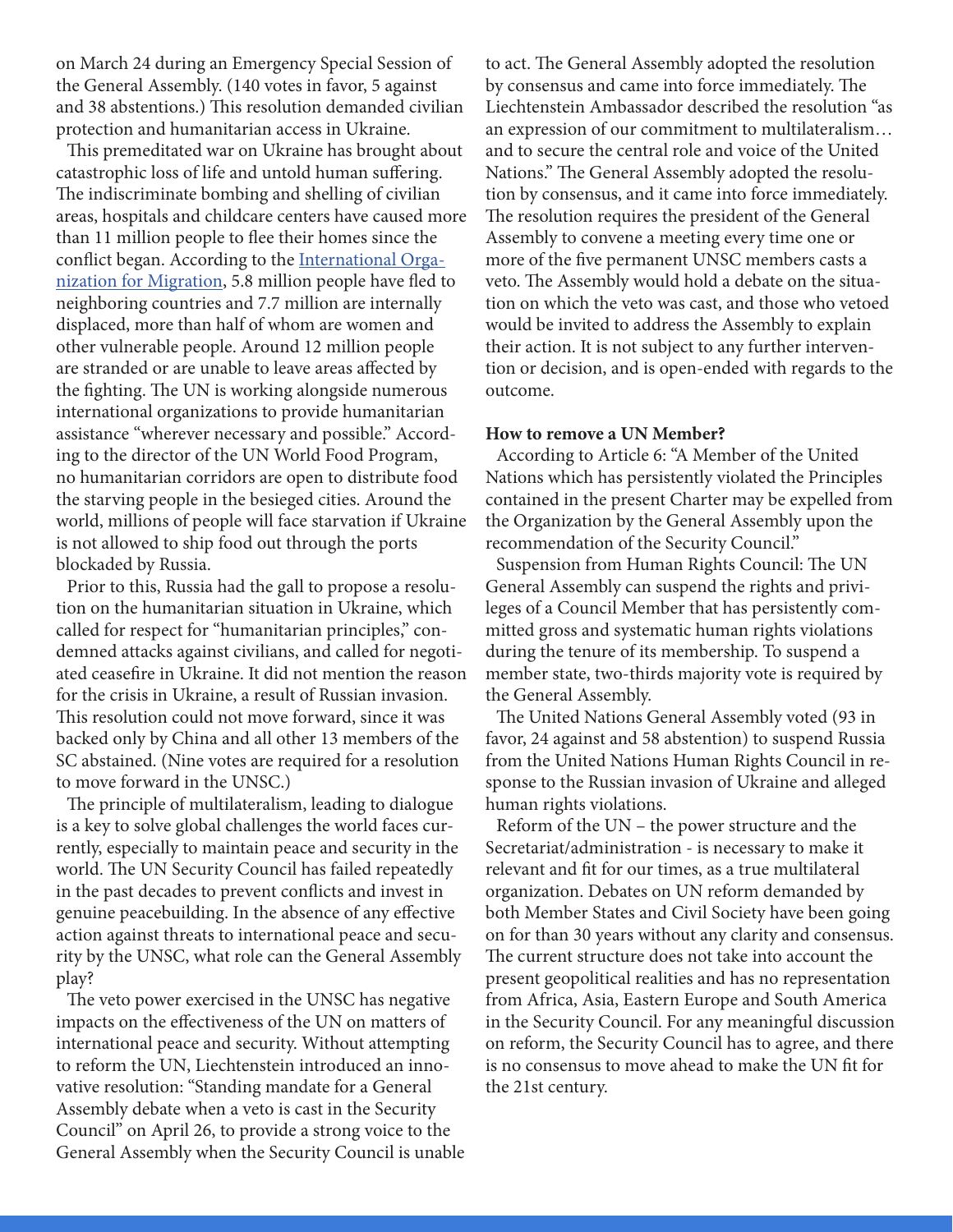on March 24 during an Emergency Special Session of the General Assembly. (140 votes in favor, 5 against and 38 abstentions.) This resolution demanded civilian protection and humanitarian access in Ukraine.

This premeditated war on Ukraine has brought about catastrophic loss of life and untold human suffering. The indiscriminate bombing and shelling of civilian areas, hospitals and childcare centers have caused more than 11 million people to flee their homes since the conflict began. According to the [International Organization for Migration](), 5.8 million people have fled to neighboring countries and 7.7 million are internally displaced, more than half of whom are women and other vulnerable people. Around 12 million people are stranded or are unable to leave areas affected by the fighting. The UN is working alongside numerous international organizations to provide humanitarian assistance "wherever necessary and possible." According to the director of the UN World Food Program, no humanitarian corridors are open to distribute food the starving people in the besieged cities. Around the world, millions of people will face starvation if Ukraine is not allowed to ship food out through the ports blockaded by Russia.

Prior to this, Russia had the gall to propose a resolution on the humanitarian situation in Ukraine, which called for respect for "humanitarian principles," condemned attacks against civilians, and called for negotiated ceasefire in Ukraine. It did not mention the reason for the crisis in Ukraine, a result of Russian invasion. This resolution could not move forward, since it was backed only by China and all other 13 members of the SC abstained. (Nine votes are required for a resolution to move forward in the UNSC.)

The principle of multilateralism, leading to dialogue is a key to solve global challenges the world faces currently, especially to maintain peace and security in the world. The UN Security Council has failed repeatedly in the past decades to prevent conflicts and invest in genuine peacebuilding. In the absence of any effective action against threats to international peace and security by the UNSC, what role can the General Assembly play?

The veto power exercised in the UNSC has negative impacts on the effectiveness of the UN on matters of international peace and security. Without attempting to reform the UN, Liechtenstein introduced an innovative resolution: "Standing mandate for a General Assembly debate when a veto is cast in the Security Council" on April 26, to provide a strong voice to the General Assembly when the Security Council is unable to act. The General Assembly adopted the resolution by consensus and came into force immediately. The Liechtenstein Ambassador described the resolution "as an expression of our commitment to multilateralism… and to secure the central role and voice of the United Nations." The General Assembly adopted the resolution by consensus, and it came into force immediately. The resolution requires the president of the General Assembly to convene a meeting every time one or more of the five permanent UNSC members casts a veto. The Assembly would hold a debate on the situation on which the veto was cast, and those who vetoed would be invited to address the Assembly to explain their action. It is not subject to any further intervention or decision, and is open-ended with regards to the outcome.

**How to remove a UN Member?**

According to Article 6: "A Member of the United Nations which has persistently violated the Principles contained in the present Charter may be expelled from the Organization by the General Assembly upon the recommendation of the Security Council."

Suspension from Human Rights Council: The UN General Assembly can suspend the rights and privileges of a Council Member that has persistently committed gross and systematic human rights violations during the tenure of its membership. To suspend a member state, two-thirds majority vote is required by the General Assembly.

The United Nations General Assembly voted (93 in favor, 24 against and 58 abstention) to suspend Russia from the United Nations Human Rights Council in response to the Russian invasion of Ukraine and alleged human rights violations.

Reform of the UN – the power structure and the Secretariat/administration - is necessary to make it relevant and fit for our times, as a true multilateral organization. Debates on UN reform demanded by both Member States and Civil Society have been going on for than 30 years without any clarity and consensus. The current structure does not take into account the present geopolitical realities and has no representation from Africa, Asia, Eastern Europe and South America in the Security Council. For any meaningful discussion on reform, the Security Council has to agree, and there is no consensus to move ahead to make the UN fit for the 21st century.